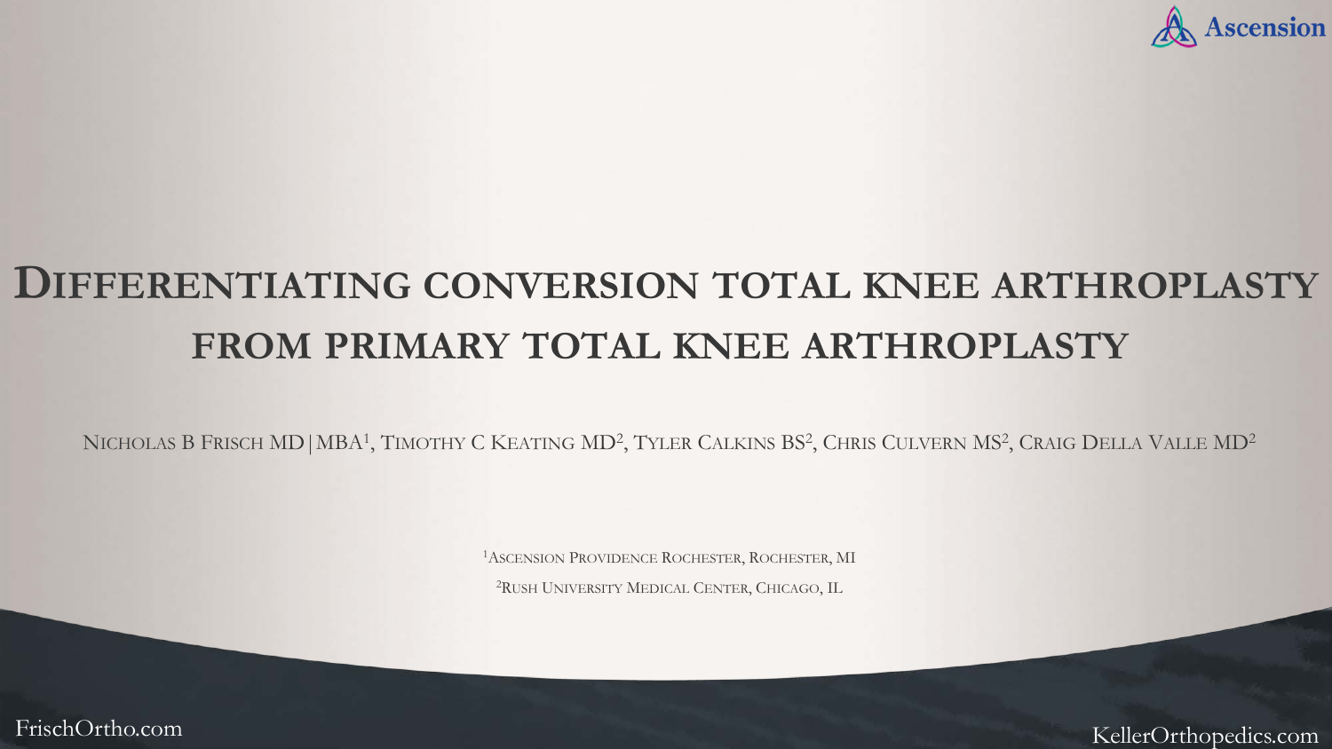# Differentiating conversion total knee arthroplasty from primary total knee arthroplasty

Nicholas B Frisch MD | MBA[1], Timothy C Keating MD[2], Tyler Calkins BS[2], Chris Culvern MS[2], Craig Della Valle MD[2]

[1]Ascension Providence Rochester, Rochester, MI

[2]Rush University Medical Center, Chicago, IL

FrischOrtho.com

KellerOrthopedics.com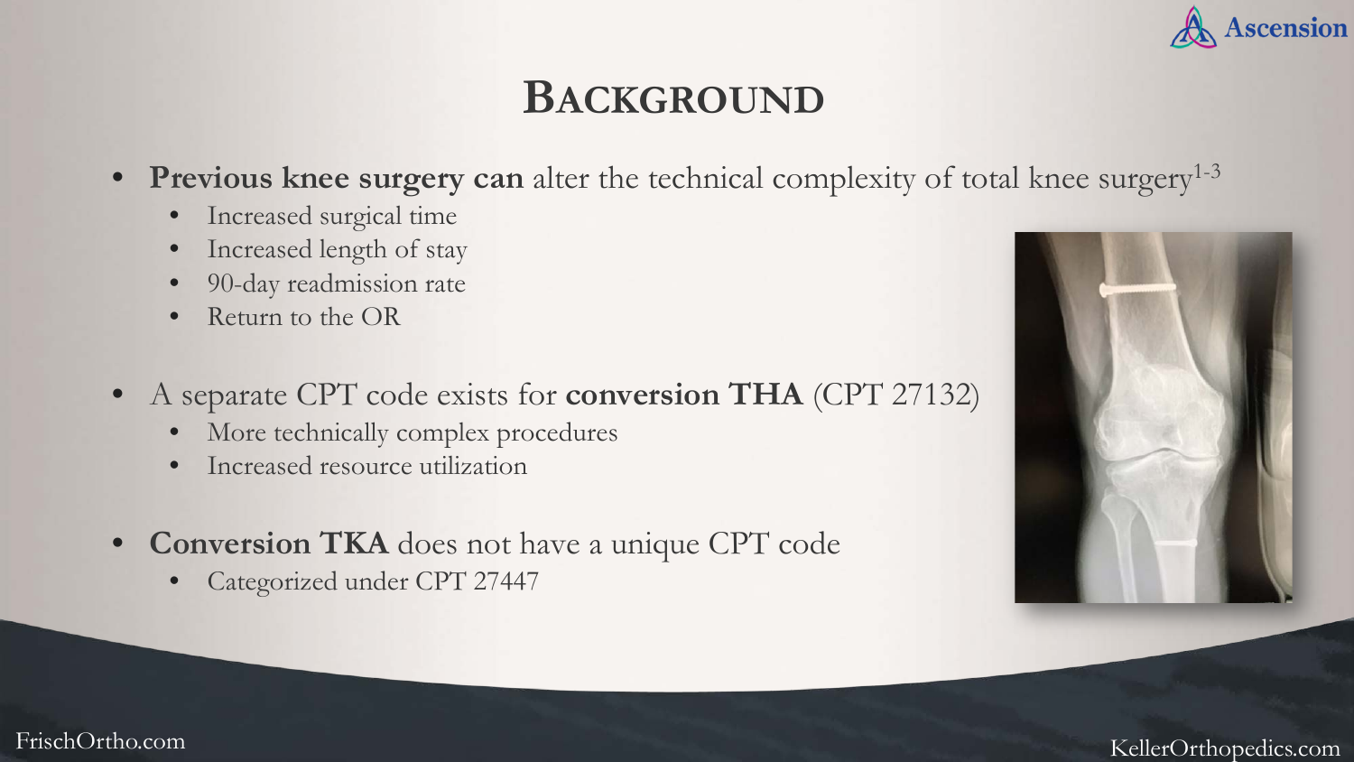# Background

- **Previous knee surgery can** alter the technical complexity of total knee surgery[1-3]
  - Increased surgical time
  - Increased length of stay
  - 90-day readmission rate
  - Return to the OR
- A separate CPT code exists for **conversion THA** (CPT 27132)
  - More technically complex procedures
  - Increased resource utilization
- **Conversion TKA** does not have a unique CPT code
  - Categorized under CPT 27447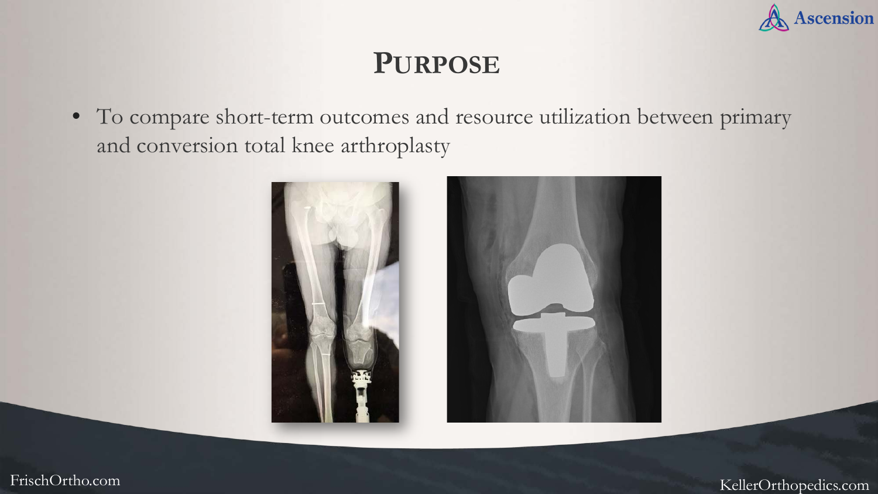# Purpose

- To compare short-term outcomes and resource utilization between primary and conversion total knee arthroplasty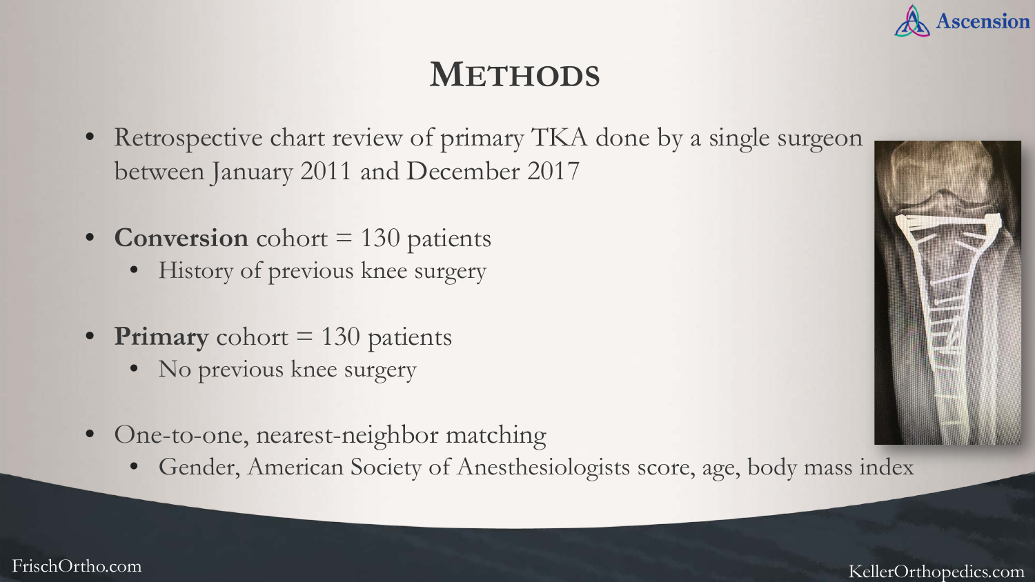# Methods

- Retrospective chart review of primary TKA done by a single surgeon between January 2011 and December 2017
- **Conversion** cohort = 130 patients
  - History of previous knee surgery
- **Primary** cohort = 130 patients
  - No previous knee surgery
- One-to-one, nearest-neighbor matching
  - Gender, American Society of Anesthesiologists score, age, body mass index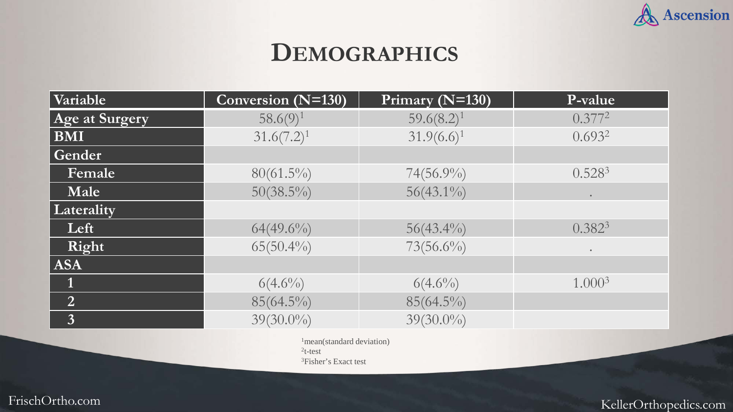# Demographics

| Variable | Conversion (N=130) | Primary (N=130) | P-value |
|---|---|---|---|
| Age at Surgery | 58.6(9)[1] | 59.6(8.2)[1] | 0.377[2] |
| BMI | 31.6(7.2)[1] | 31.9(6.6)[1] | 0.693[2] |
| Gender | | | |
| Female | 80(61.5%) | 74(56.9%) | 0.528[3] |
| Male | 50(38.5%) | 56(43.1%) | . |
| Laterality | | | |
| Left | 64(49.6%) | 56(43.4%) | 0.382[3] |
| Right | 65(50.4%) | 73(56.6%) | . |
| ASA | | | |
| 1 | 6(4.6%) | 6(4.6%) | 1.000[3] |
| 2 | 85(64.5%) | 85(64.5%) | |
| 3 | 39(30.0%) | 39(30.0%) | |

[1]mean(standard deviation)
[2]t-test
[3]Fisher's Exact test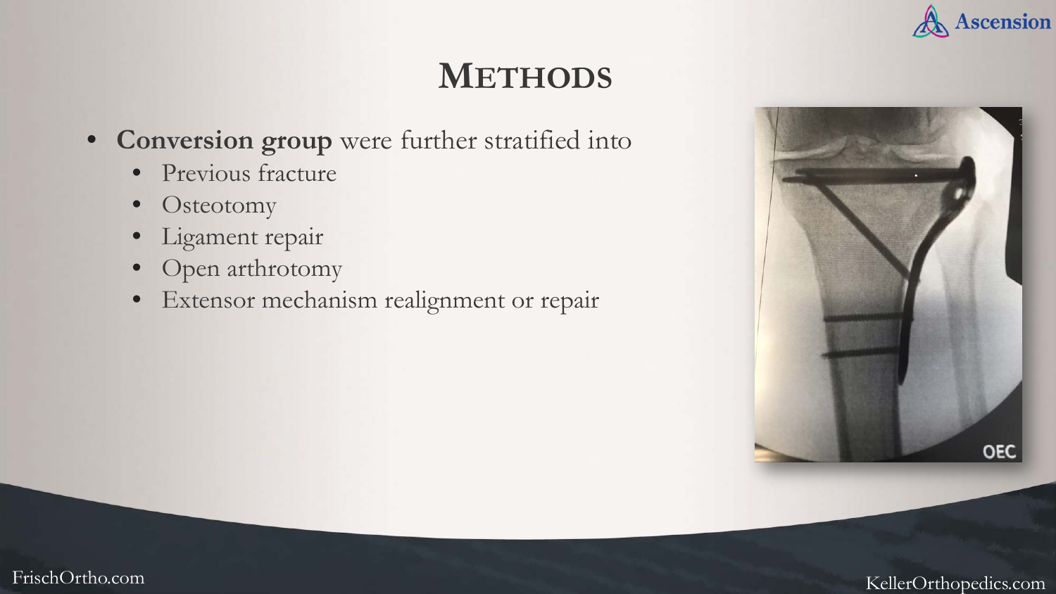# Methods

- **Conversion group** were further stratified into
  - Previous fracture
  - Osteotomy
  - Ligament repair
  - Open arthrotomy
  - Extensor mechanism realignment or repair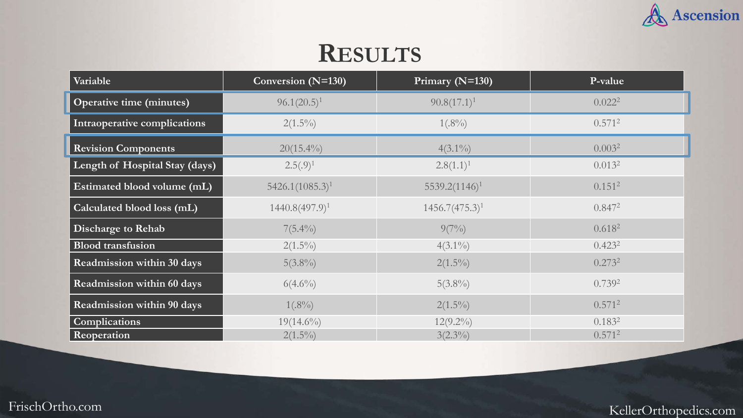# RESULTS

| Variable | Conversion (N=130) | Primary (N=130) | P-value |
|---|---|---|---|
| Operative time (minutes) | 96.1(20.5)[1] | 90.8(17.1)[1] | 0.022[2] |
| Intraoperative complications | 2(1.5%) | 1(.8%) | 0.571[2] |
| Revision Components | 20(15.4%) | 4(3.1%) | 0.003[2] |
| Length of Hospital Stay (days) | 2.5(.9)[1] | 2.8(1.1)[1] | 0.013[2] |
| Estimated blood volume (mL) | 5426.1(1085.3)[1] | 5539.2(1146)[1] | 0.151[2] |
| Calculated blood loss (mL) | 1440.8(497.9)[1] | 1456.7(475.3)[1] | 0.847[2] |
| Discharge to Rehab | 7(5.4%) | 9(7%) | 0.618[2] |
| Blood transfusion | 2(1.5%) | 4(3.1%) | 0.423[2] |
| Readmission within 30 days | 5(3.8%) | 2(1.5%) | 0.273[2] |
| Readmission within 60 days | 6(4.6%) | 5(3.8%) | 0.739[2] |
| Readmission within 90 days | 1(.8%) | 2(1.5%) | 0.571[2] |
| Complications | 19(14.6%) | 12(9.2%) | 0.183[2] |
| Reoperation | 2(1.5%) | 3(2.3%) | 0.571[2] |

FrischOrtho.com

KellerOrthopedics.com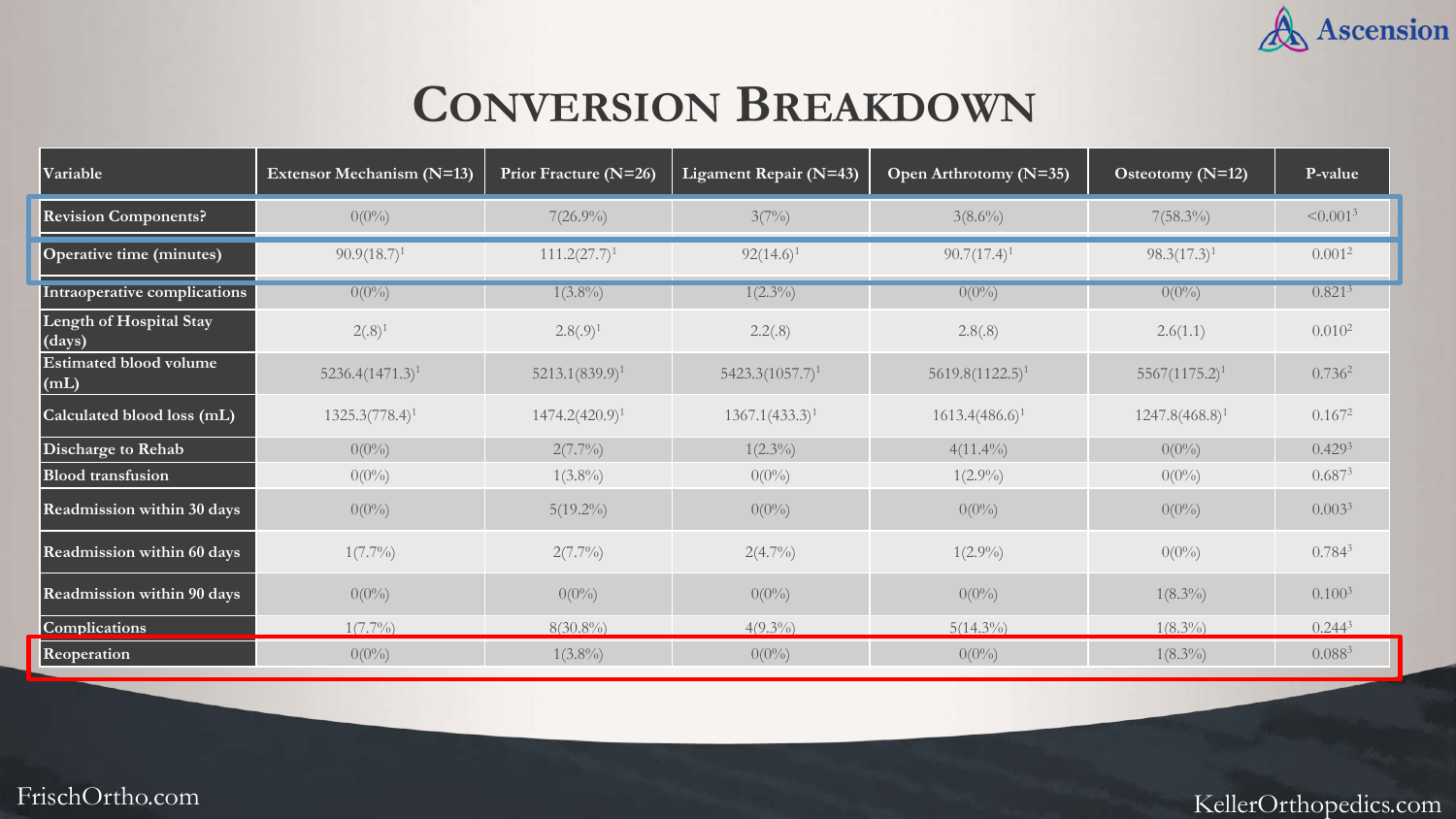# Conversion Breakdown

| Variable | Extensor Mechanism (N=13) | Prior Fracture (N=26) | Ligament Repair (N=43) | Open Arthrotomy (N=35) | Osteotomy (N=12) | P-value |
|---|---|---|---|---|---|---|
| Revision Components? | 0(0%) | 7(26.9%) | 3(7%) | 3(8.6%) | 7(58.3%) | <0.001[3] |
| Operative time (minutes) | 90.9(18.7)[1] | 111.2(27.7)[1] | 92(14.6)[1] | 90.7(17.4)[1] | 98.3(17.3)[1] | 0.001[2] |
| Intraoperative complications | 0(0%) | 1(3.8%) | 1(2.3%) | 0(0%) | 0(0%) | 0.821[3] |
| Length of Hospital Stay (days) | 2(.8)[1] | 2.8(.9)[1] | 2.2(.8) | 2.8(.8) | 2.6(1.1) | 0.010[2] |
| Estimated blood volume (mL) | 5236.4(1471.3)[1] | 5213.1(839.9)[1] | 5423.3(1057.7)[1] | 5619.8(1122.5)[1] | 5567(1175.2)[1] | 0.736[2] |
| Calculated blood loss (mL) | 1325.3(778.4)[1] | 1474.2(420.9)[1] | 1367.1(433.3)[1] | 1613.4(486.6)[1] | 1247.8(468.8)[1] | 0.167[2] |
| Discharge to Rehab | 0(0%) | 2(7.7%) | 1(2.3%) | 4(11.4%) | 0(0%) | 0.429[3] |
| Blood transfusion | 0(0%) | 1(3.8%) | 0(0%) | 1(2.9%) | 0(0%) | 0.687[3] |
| Readmission within 30 days | 0(0%) | 5(19.2%) | 0(0%) | 0(0%) | 0(0%) | 0.003[3] |
| Readmission within 60 days | 1(7.7%) | 2(7.7%) | 2(4.7%) | 1(2.9%) | 0(0%) | 0.784[3] |
| Readmission within 90 days | 0(0%) | 0(0%) | 0(0%) | 0(0%) | 1(8.3%) | 0.100[3] |
| Complications | 1(7.7%) | 8(30.8%) | 4(9.3%) | 5(14.3%) | 1(8.3%) | 0.244[3] |
| Reoperation | 0(0%) | 1(3.8%) | 0(0%) | 0(0%) | 1(8.3%) | 0.088[3] |

FrischOrtho.com

KellerOrthopedics.com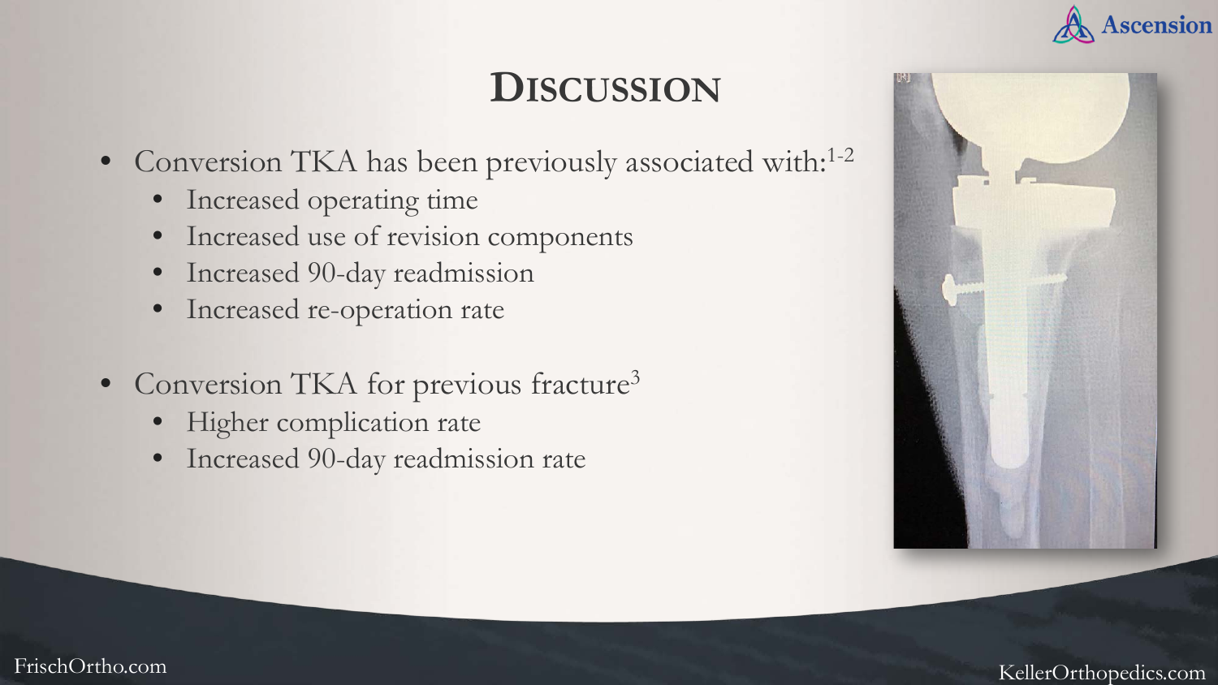# Discussion

- Conversion TKA has been previously associated with:[1-2]
  - Increased operating time
  - Increased use of revision components
  - Increased 90-day readmission
  - Increased re-operation rate

- Conversion TKA for previous fracture[3]
  - Higher complication rate
  - Increased 90-day readmission rate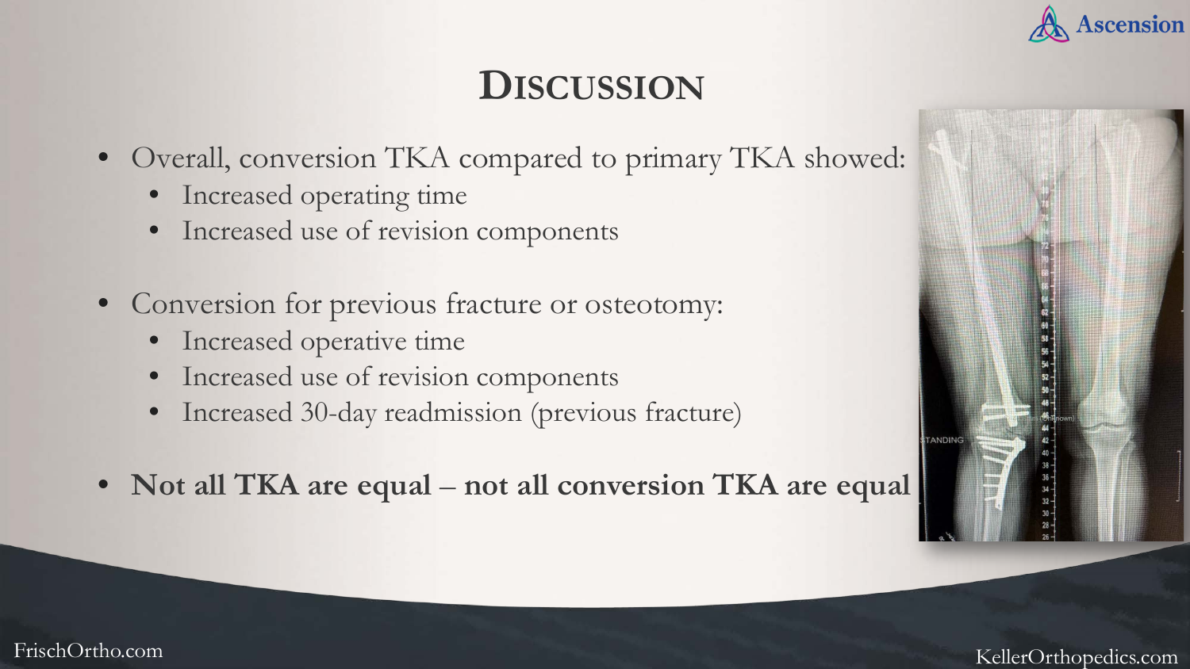# Discussion

- Overall, conversion TKA compared to primary TKA showed:
  - Increased operating time
  - Increased use of revision components
- Conversion for previous fracture or osteotomy:
  - Increased operative time
  - Increased use of revision components
  - Increased 30-day readmission (previous fracture)
- **Not all TKA are equal – not all conversion TKA are equal**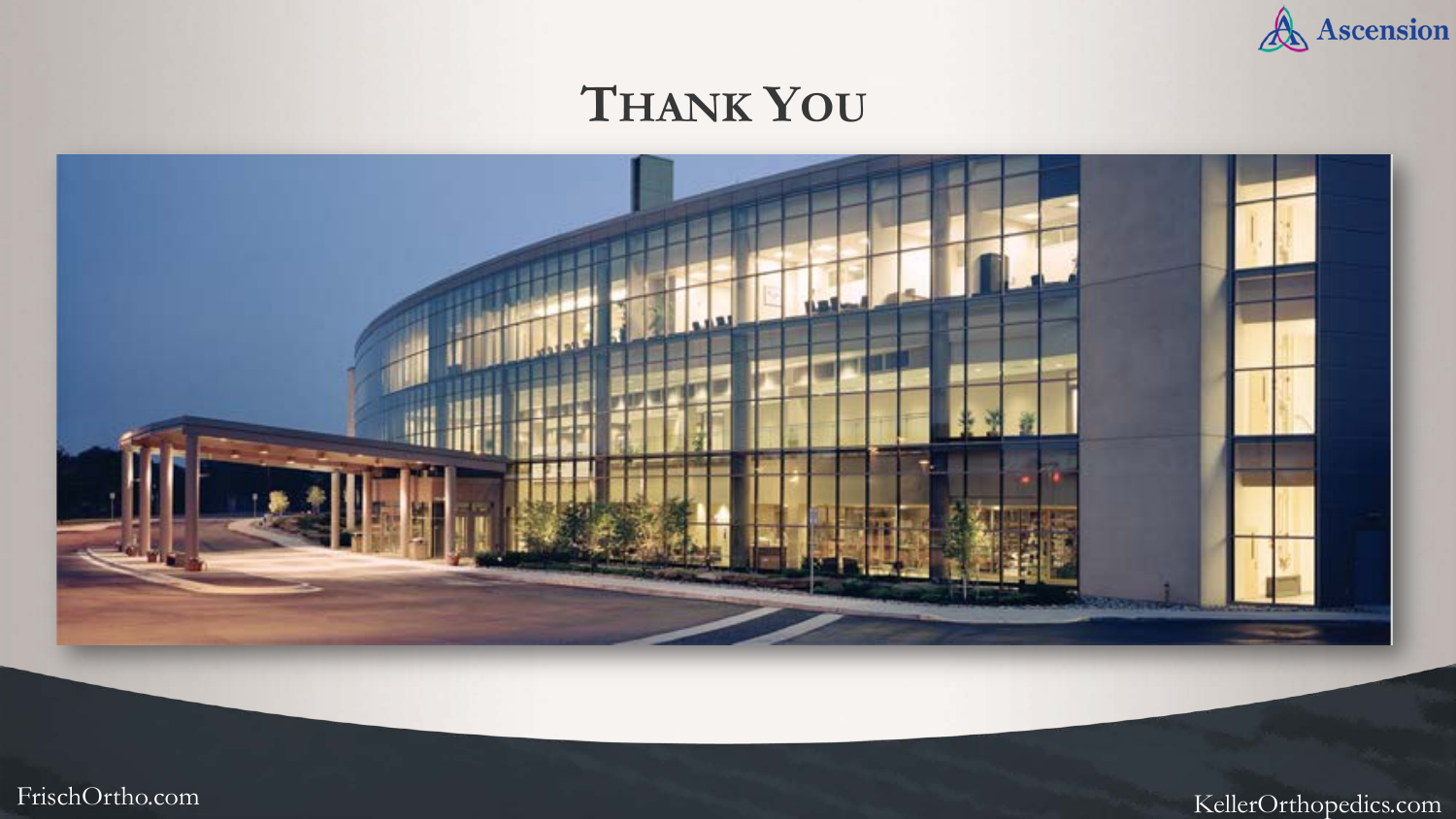# Thank You

FrischOrtho.com

KellerOrthopedics.com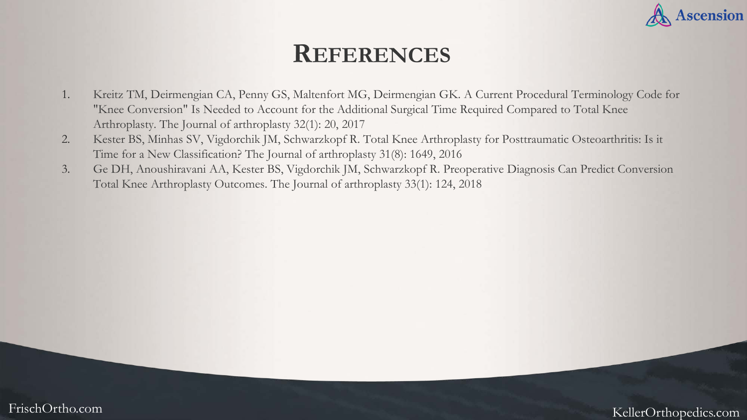# References

1. Kreitz TM, Deirmengian CA, Penny GS, Maltenfort MG, Deirmengian GK. A Current Procedural Terminology Code for "Knee Conversion" Is Needed to Account for the Additional Surgical Time Required Compared to Total Knee Arthroplasty. The Journal of arthroplasty 32(1): 20, 2017
2. Kester BS, Minhas SV, Vigdorchik JM, Schwarzkopf R. Total Knee Arthroplasty for Posttraumatic Osteoarthritis: Is it Time for a New Classification? The Journal of arthroplasty 31(8): 1649, 2016
3. Ge DH, Anoushiravani AA, Kester BS, Vigdorchik JM, Schwarzkopf R. Preoperative Diagnosis Can Predict Conversion Total Knee Arthroplasty Outcomes. The Journal of arthroplasty 33(1): 124, 2018